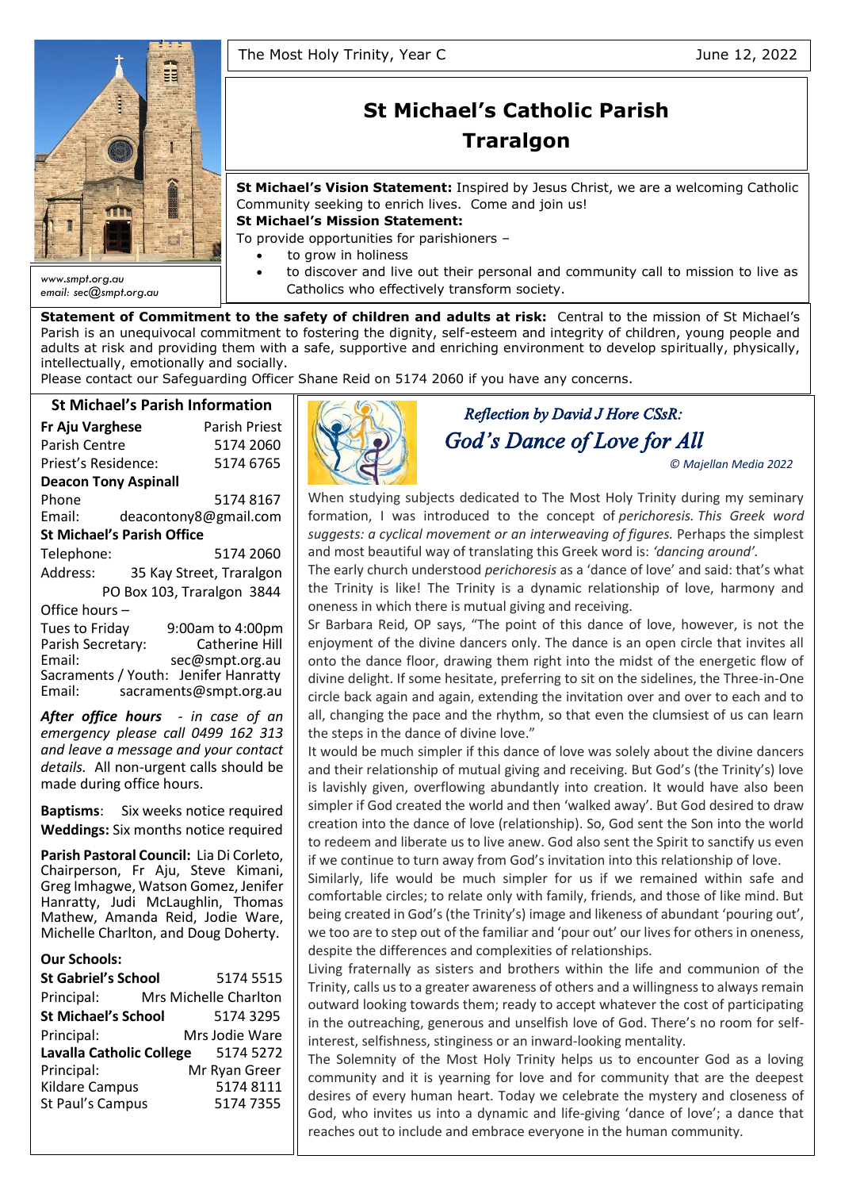The Most Holy Trinity, Year C — June 12, 2022

# St Michael's Catholic Parish Traralgon

www.smpt.org.au
email: sec@smpt.org.au

**St Michael's Vision Statement:** Inspired by Jesus Christ, we are a welcoming Catholic Community seeking to enrich lives. Come and join us!

**St Michael's Mission Statement:**
To provide opportunities for parishioners –

- to grow in holiness
- to discover and live out their personal and community call to mission to live as Catholics who effectively transform society.

**Statement of Commitment to the safety of children and adults at risk:** Central to the mission of St Michael's Parish is an unequivocal commitment to fostering the dignity, self-esteem and integrity of children, young people and adults at risk and providing them with a safe, supportive and enriching environment to develop spiritually, physically, intellectually, emotionally and socially.
Please contact our Safeguarding Officer Shane Reid on 5174 2060 if you have any concerns.

## St Michael's Parish Information

**Fr Aju Varghese** — Parish Priest
Parish Centre — 5174 2060
Priest's Residence: — 5174 6765

**Deacon Tony Aspinall**
Phone — 5174 8167
Email: deacontony8@gmail.com

**St Michael's Parish Office**
Telephone: 5174 2060
Address: 35 Kay Street, Traralgon
PO Box 103, Traralgon 3844
Office hours –
Tues to Friday — 9:00am to 4:00pm
Parish Secretary: Catherine Hill
Email: sec@smpt.org.au
Sacraments / Youth: Jenifer Hanratty
Email: sacraments@smpt.org.au

***After office hours** - in case of an emergency please call 0499 162 313 and leave a message and your contact details.* All non-urgent calls should be made during office hours.

**Baptisms**: Six weeks notice required
**Weddings:** Six months notice required

**Parish Pastoral Council:** Lia Di Corleto, Chairperson, Fr Aju, Steve Kimani, Greg Imhagwe, Watson Gomez, Jenifer Hanratty, Judi McLaughlin, Thomas Mathew, Amanda Reid, Jodie Ware, Michelle Charlton, and Doug Doherty.

**Our Schools:**

**St Gabriel's School** — 5174 5515
Principal: Mrs Michelle Charlton
**St Michael's School** — 5174 3295
Principal: Mrs Jodie Ware
**Lavalla Catholic College** — 5174 5272
Principal: Mr Ryan Greer
Kildare Campus — 5174 8111
St Paul's Campus — 5174 7355

## *Reflection by David J Hore CSsR:*
## *God's Dance of Love for All*

*© Majellan Media 2022*

When studying subjects dedicated to The Most Holy Trinity during my seminary formation, I was introduced to the concept of *perichoresis. This Greek word suggests: a cyclical movement or an interweaving of figures.* Perhaps the simplest and most beautiful way of translating this Greek word is: *'dancing around'.*

The early church understood *perichoresis* as a 'dance of love' and said: that's what the Trinity is like! The Trinity is a dynamic relationship of love, harmony and oneness in which there is mutual giving and receiving.

Sr Barbara Reid, OP says, "The point of this dance of love, however, is not the enjoyment of the divine dancers only. The dance is an open circle that invites all onto the dance floor, drawing them right into the midst of the energetic flow of divine delight. If some hesitate, preferring to sit on the sidelines, the Three-in-One circle back again and again, extending the invitation over and over to each and to all, changing the pace and the rhythm, so that even the clumsiest of us can learn the steps in the dance of divine love."

It would be much simpler if this dance of love was solely about the divine dancers and their relationship of mutual giving and receiving. But God's (the Trinity's) love is lavishly given, overflowing abundantly into creation. It would have also been simpler if God created the world and then 'walked away'. But God desired to draw creation into the dance of love (relationship). So, God sent the Son into the world to redeem and liberate us to live anew. God also sent the Spirit to sanctify us even if we continue to turn away from God's invitation into this relationship of love.

Similarly, life would be much simpler for us if we remained within safe and comfortable circles; to relate only with family, friends, and those of like mind. But being created in God's (the Trinity's) image and likeness of abundant 'pouring out', we too are to step out of the familiar and 'pour out' our lives for others in oneness, despite the differences and complexities of relationships.

Living fraternally as sisters and brothers within the life and communion of the Trinity, calls us to a greater awareness of others and a willingness to always remain outward looking towards them; ready to accept whatever the cost of participating in the outreaching, generous and unselfish love of God. There's no room for self-interest, selfishness, stinginess or an inward-looking mentality.

The Solemnity of the Most Holy Trinity helps us to encounter God as a loving community and it is yearning for love and for community that are the deepest desires of every human heart. Today we celebrate the mystery and closeness of God, who invites us into a dynamic and life-giving 'dance of love'; a dance that reaches out to include and embrace everyone in the human community.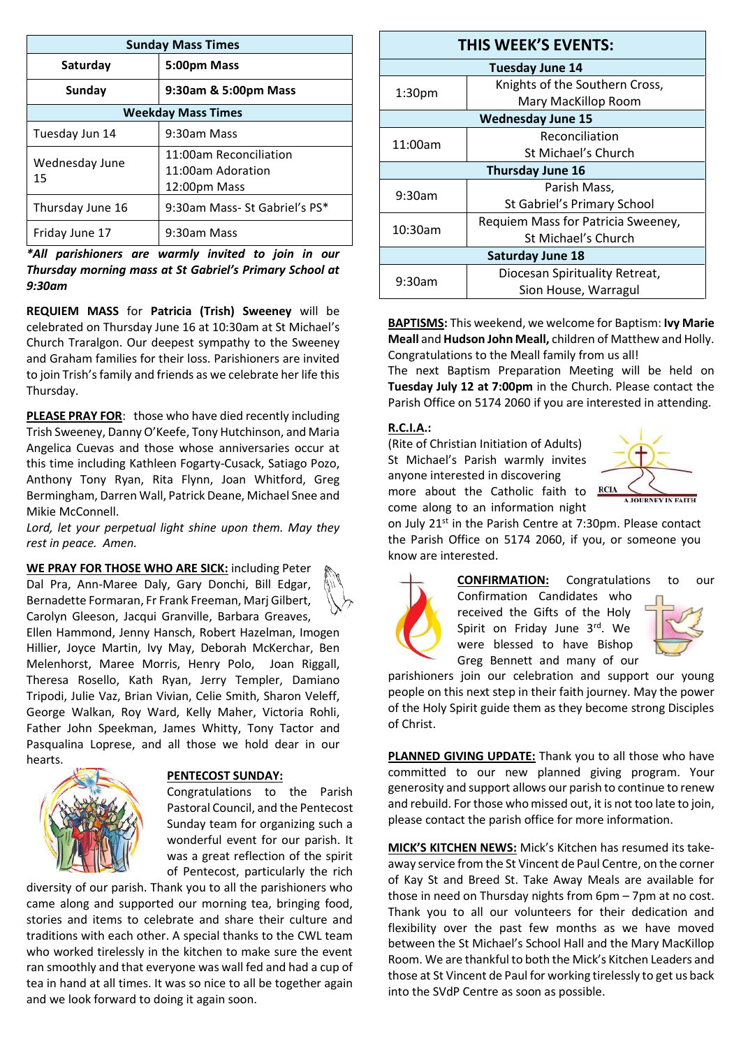| Sunday Mass Times | |
|---|---|
| **Saturday** | **5:00pm Mass** |
| **Sunday** | **9:30am & 5:00pm Mass** |
| **Weekday Mass Times** | |
| Tuesday Jun 14 | 9:30am Mass |
| Wednesday June 15 | 11:00am Reconciliation<br>11:00am Adoration<br>12:00pm Mass |
| Thursday June 16 | 9:30am Mass- St Gabriel's PS* |
| Friday June 17 | 9:30am Mass |

***All parishioners are warmly invited to join in our Thursday morning mass at St Gabriel's Primary School at 9:30am***

**REQUIEM MASS** for **Patricia (Trish) Sweeney** will be celebrated on Thursday June 16 at 10:30am at St Michael's Church Traralgon. Our deepest sympathy to the Sweeney and Graham families for their loss. Parishioners are invited to join Trish's family and friends as we celebrate her life this Thursday.

**PLEASE PRAY FOR**: those who have died recently including Trish Sweeney, Danny O'Keefe, Tony Hutchinson, and Maria Angelica Cuevas and those whose anniversaries occur at this time including Kathleen Fogarty-Cusack, Satiago Pozo, Anthony Tony Ryan, Rita Flynn, Joan Whitford, Greg Bermingham, Darren Wall, Patrick Deane, Michael Snee and Mikie McConnell.

*Lord, let your perpetual light shine upon them. May they rest in peace. Amen.*

**WE PRAY FOR THOSE WHO ARE SICK:** including Peter Dal Pra, Ann-Maree Daly, Gary Donchi, Bill Edgar, Bernadette Formaran, Fr Frank Freeman, Marj Gilbert, Carolyn Gleeson, Jacqui Granville, Barbara Greaves, Ellen Hammond, Jenny Hansch, Robert Hazelman, Imogen Hillier, Joyce Martin, Ivy May, Deborah McKerchar, Ben Melenhorst, Maree Morris, Henry Polo, Joan Riggall, Theresa Rosello, Kath Ryan, Jerry Templer, Damiano Tripodi, Julie Vaz, Brian Vivian, Celie Smith, Sharon Veleff, George Walkan, Roy Ward, Kelly Maher, Victoria Rohli, Father John Speekman, James Whitty, Tony Tactor and Pasqualina Loprese, and all those we hold dear in our hearts.

**PENTECOST SUNDAY:**
Congratulations to the Parish Pastoral Council, and the Pentecost Sunday team for organizing such a wonderful event for our parish. It was a great reflection of the spirit of Pentecost, particularly the rich diversity of our parish. Thank you to all the parishioners who came along and supported our morning tea, bringing food, stories and items to celebrate and share their culture and traditions with each other. A special thanks to the CWL team who worked tirelessly in the kitchen to make sure the event ran smoothly and that everyone was wall fed and had a cup of tea in hand at all times. It was so nice to all be together again and we look forward to doing it again soon.

| THIS WEEK'S EVENTS: | |
|---|---|
| **Tuesday June 14** | |
| 1:30pm | Knights of the Southern Cross, Mary MacKillop Room |
| **Wednesday June 15** | |
| 11:00am | Reconciliation St Michael's Church |
| **Thursday June 16** | |
| 9:30am | Parish Mass, St Gabriel's Primary School |
| 10:30am | Requiem Mass for Patricia Sweeney, St Michael's Church |
| **Saturday June 18** | |
| 9:30am | Diocesan Spirituality Retreat, Sion House, Warragul |

**BAPTISMS:** This weekend, we welcome for Baptism: **Ivy Marie Meall** and **Hudson John Meall,** children of Matthew and Holly. Congratulations to the Meall family from us all!
The next Baptism Preparation Meeting will be held on **Tuesday July 12 at 7:00pm** in the Church. Please contact the Parish Office on 5174 2060 if you are interested in attending.

**R.C.I.A.:**
(Rite of Christian Initiation of Adults) St Michael's Parish warmly invites anyone interested in discovering more about the Catholic faith to come along to an information night on July 21st in the Parish Centre at 7:30pm. Please contact the Parish Office on 5174 2060, if you, or someone you know are interested.

**CONFIRMATION:** Congratulations to our Confirmation Candidates who received the Gifts of the Holy Spirit on Friday June 3rd. We were blessed to have Bishop Greg Bennett and many of our parishioners join our celebration and support our young people on this next step in their faith journey. May the power of the Holy Spirit guide them as they become strong Disciples of Christ.

**PLANNED GIVING UPDATE:** Thank you to all those who have committed to our new planned giving program. Your generosity and support allows our parish to continue to renew and rebuild. For those who missed out, it is not too late to join, please contact the parish office for more information.

**MICK'S KITCHEN NEWS:** Mick's Kitchen has resumed its take-away service from the St Vincent de Paul Centre, on the corner of Kay St and Breed St. Take Away Meals are available for those in need on Thursday nights from 6pm – 7pm at no cost. Thank you to all our volunteers for their dedication and flexibility over the past few months as we have moved between the St Michael's School Hall and the Mary MacKillop Room. We are thankful to both the Mick's Kitchen Leaders and those at St Vincent de Paul for working tirelessly to get us back into the SVdP Centre as soon as possible.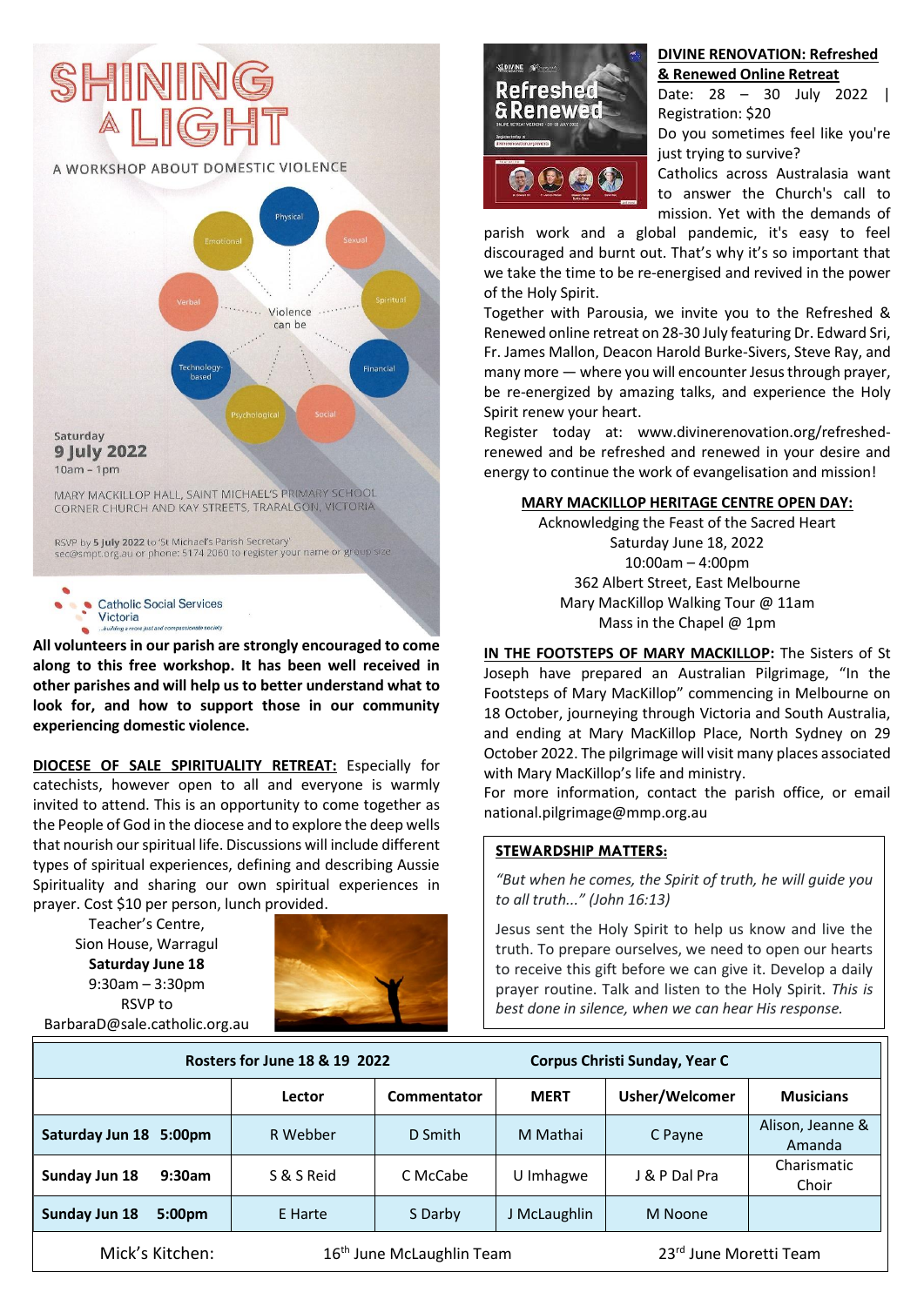# SHINING A LIGHT

A WORKSHOP ABOUT DOMESTIC VIOLENCE

Violence can be: Physical, Sexual, Spiritual, Financial, Social, Psychological, Technology-based, Verbal, Emotional

Saturday
**9 July 2022**
10am - 1pm

MARY MACKILLOP HALL, SAINT MICHAEL'S PRIMARY SCHOOL
CORNER CHURCH AND KAY STREETS, TRARALGON, VICTORIA

RSVP by **5 July 2022** to 'St Michael's Parish Secretary' sec@smpt.org.au or phone: 5174 2060 to register your name or group size

Catholic Social Services Victoria
...building a more just and compassionate society

**All volunteers in our parish are strongly encouraged to come along to this free workshop. It has been well received in other parishes and will help us to better understand what to look for, and how to support those in our community experiencing domestic violence.**

**DIOCESE OF SALE SPIRITUALITY RETREAT:** Especially for catechists, however open to all and everyone is warmly invited to attend. This is an opportunity to come together as the People of God in the diocese and to explore the deep wells that nourish our spiritual life. Discussions will include different types of spiritual experiences, defining and describing Aussie Spirituality and sharing our own spiritual experiences in prayer. Cost $10 per person, lunch provided.

Teacher's Centre,
Sion House, Warragul
**Saturday June 18**
9:30am – 3:30pm
RSVP to
BarbaraD@sale.catholic.org.au

**DIVINE RENOVATION: Refreshed & Renewed Online Retreat**
Date: 28 – 30 July 2022 | Registration: $20
Do you sometimes feel like you're just trying to survive?
Catholics across Australasia want to answer the Church's call to mission. Yet with the demands of parish work and a global pandemic, it's easy to feel discouraged and burnt out. That's why it's so important that we take the time to be re-energised and revived in the power of the Holy Spirit.
Together with Parousia, we invite you to the Refreshed & Renewed online retreat on 28-30 July featuring Dr. Edward Sri, Fr. James Mallon, Deacon Harold Burke-Sivers, Steve Ray, and many more — where you will encounter Jesus through prayer, be re-energized by amazing talks, and experience the Holy Spirit renew your heart.
Register today at: www.divinerenovation.org/refreshed-renewed and be refreshed and renewed in your desire and energy to continue the work of evangelisation and mission!

**MARY MACKILLOP HERITAGE CENTRE OPEN DAY:**
Acknowledging the Feast of the Sacred Heart
Saturday June 18, 2022
10:00am – 4:00pm
362 Albert Street, East Melbourne
Mary MacKillop Walking Tour @ 11am
Mass in the Chapel @ 1pm

**IN THE FOOTSTEPS OF MARY MACKILLOP:** The Sisters of St Joseph have prepared an Australian Pilgrimage, "In the Footsteps of Mary MacKillop" commencing in Melbourne on 18 October, journeying through Victoria and South Australia, and ending at Mary MacKillop Place, North Sydney on 29 October 2022. The pilgrimage will visit many places associated with Mary MacKillop's life and ministry.
For more information, contact the parish office, or email national.pilgrimage@mmp.org.au

**STEWARDSHIP MATTERS:**

*"But when he comes, the Spirit of truth, he will guide you to all truth..." (John 16:13)*

Jesus sent the Holy Spirit to help us know and live the truth. To prepare ourselves, we need to open our hearts to receive this gift before we can give it. Develop a daily prayer routine. Talk and listen to the Holy Spirit. *This is best done in silence, when we can hear His response.*

| Rosters for June 18 & 19 2022 | | | Corpus Christi Sunday, Year C | | |
|---|---|---|---|---|---|
| | **Lector** | **Commentator** | **MERT** | **Usher/Welcomer** | **Musicians** |
| **Saturday Jun 18 5:00pm** | R Webber | D Smith | M Mathai | C Payne | Alison, Jeanne & Amanda |
| **Sunday Jun 18 9:30am** | S & S Reid | C McCabe | U Imhagwe | J & P Dal Pra | Charismatic Choir |
| **Sunday Jun 18 5:00pm** | E Harte | S Darby | J McLaughlin | M Noone | |
| Mick's Kitchen: | 16th June McLaughlin Team | | | 23rd June Moretti Team | |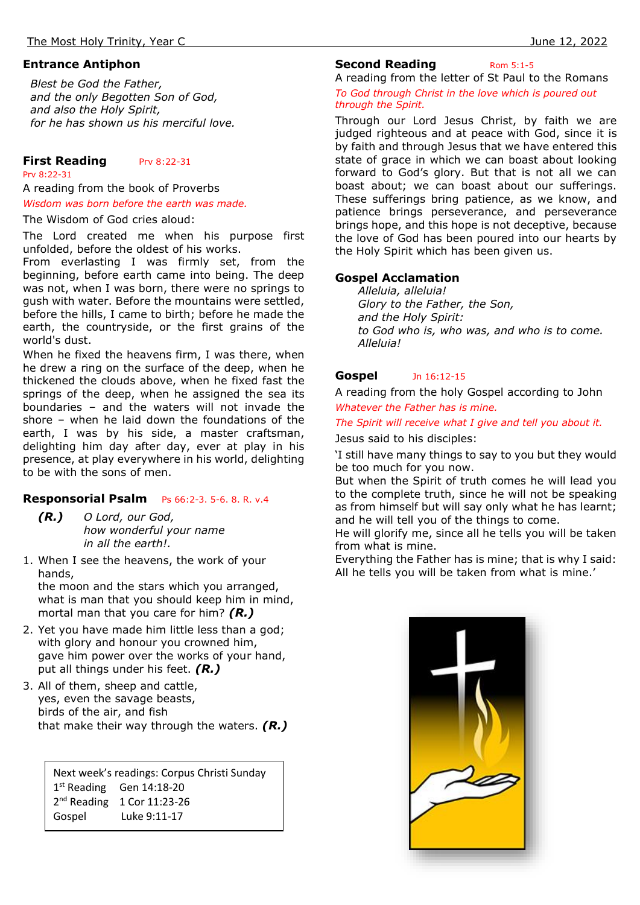The Most Holy Trinity, Year C — June 12, 2022

## Entrance Antiphon

*Blest be God the Father,*
*and the only Begotten Son of God,*
*and also the Holy Spirit,*
*for he has shown us his merciful love.*

## First Reading — Prv 8:22-31

Prv 8:22-31

A reading from the book of Proverbs

*Wisdom was born before the earth was made.*

The Wisdom of God cries aloud:

The Lord created me when his purpose first unfolded, before the oldest of his works.
From everlasting I was firmly set, from the beginning, before earth came into being. The deep was not, when I was born, there were no springs to gush with water. Before the mountains were settled, before the hills, I came to birth; before he made the earth, the countryside, or the first grains of the world's dust.
When he fixed the heavens firm, I was there, when he drew a ring on the surface of the deep, when he thickened the clouds above, when he fixed fast the springs of the deep, when he assigned the sea its boundaries – and the waters will not invade the shore – when he laid down the foundations of the earth, I was by his side, a master craftsman, delighting him day after day, ever at play in his presence, at play everywhere in his world, delighting to be with the sons of men.

## Responsorial Psalm — Ps 66:2-3. 5-6. 8. R. v.4

***(R.)*** *O Lord, our God,*
*how wonderful your name*
*in all the earth!.*

1. When I see the heavens, the work of your hands,
   the moon and the stars which you arranged,
   what is man that you should keep him in mind,
   mortal man that you care for him? ***(R.)***
2. Yet you have made him little less than a god;
   with glory and honour you crowned him,
   gave him power over the works of your hand,
   put all things under his feet. ***(R.)***
3. All of them, sheep and cattle,
   yes, even the savage beasts,
   birds of the air, and fish
   that make their way through the waters. ***(R.)***

| Next week's readings: Corpus Christi Sunday | |
|---|---|
| 1st Reading | Gen 14:18-20 |
| 2nd Reading | 1 Cor 11:23-26 |
| Gospel | Luke 9:11-17 |

## Second Reading — Rom 5:1-5

A reading from the letter of St Paul to the Romans

*To God through Christ in the love which is poured out through the Spirit.*

Through our Lord Jesus Christ, by faith we are judged righteous and at peace with God, since it is by faith and through Jesus that we have entered this state of grace in which we can boast about looking forward to God's glory. But that is not all we can boast about; we can boast about our sufferings. These sufferings bring patience, as we know, and patience brings perseverance, and perseverance brings hope, and this hope is not deceptive, because the love of God has been poured into our hearts by the Holy Spirit which has been given us.

## Gospel Acclamation

*Alleluia, alleluia!*
*Glory to the Father, the Son,*
*and the Holy Spirit:*
*to God who is, who was, and who is to come.*
*Alleluia!*

## Gospel — Jn 16:12-15

A reading from the holy Gospel according to John

*Whatever the Father has is mine.*

*The Spirit will receive what I give and tell you about it.*

Jesus said to his disciples:

'I still have many things to say to you but they would be too much for you now.
But when the Spirit of truth comes he will lead you to the complete truth, since he will not be speaking as from himself but will say only what he has learnt; and he will tell you of the things to come.
He will glorify me, since all he tells you will be taken from what is mine.
Everything the Father has is mine; that is why I said: All he tells you will be taken from what is mine.'